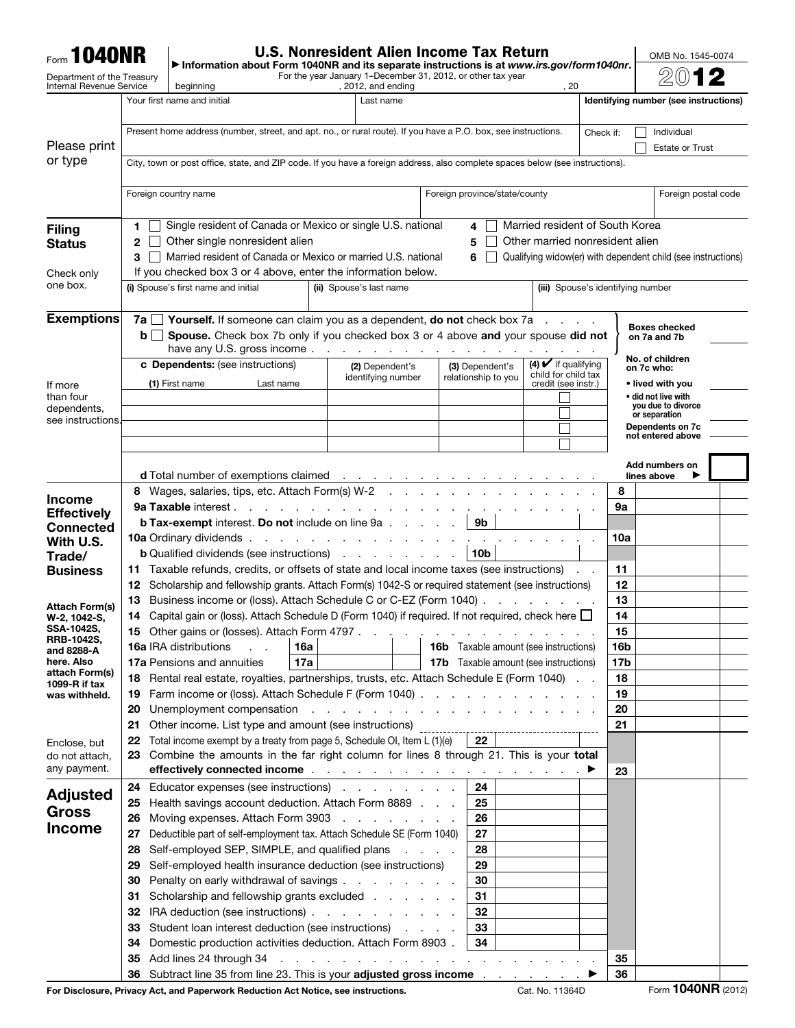Form **1040NR**

Department of the Treasury
Internal Revenue Service

# U.S. Nonresident Alien Income Tax Return

▶ Information about Form 1040NR and its separate instructions is at *www.irs.gov/form1040nr*.

For the year January 1–December 31, 2012, or other tax year beginning , 2012, and ending , 20

OMB No. 1545-0074

**2012**

**Please print or type**

| Your first name and initial | Last name | Identifying number (see instructions) |
|---|---|---|
| Present home address (number, street, and apt. no., or rural route). If you have a P.O. box, see instructions. | | Check if: ☐ Individual ☐ Estate or Trust |
| City, town or post office, state, and ZIP code. If you have a foreign address, also complete spaces below (see instructions). | | |
| Foreign country name | Foreign province/state/county | Foreign postal code |

## Filing Status

Check only one box.

1 ☐ Single resident of Canada or Mexico or single U.S. national
2 ☐ Other single nonresident alien
3 ☐ Married resident of Canada or Mexico or married U.S. national
4 ☐ Married resident of South Korea
5 ☐ Other married nonresident alien
6 ☐ Qualifying widow(er) with dependent child (see instructions)

If you checked box 3 or 4 above, enter the information below.

| (i) Spouse's first name and initial | (ii) Spouse's last name | (iii) Spouse's identifying number |
|---|---|---|
| | | |

## Exemptions

7a ☐ **Yourself.** If someone can claim you as a dependent, **do not** check box 7a

b ☐ **Spouse.** Check box 7b only if you checked box 3 or 4 above **and** your spouse **did not** have any U.S. gross income

**Boxes checked on 7a and 7b**

c **Dependents:** (see instructions)

If more than four dependents, see instructions.

| (1) First name Last name | (2) Dependent's identifying number | (3) Dependent's relationship to you | (4) ✔ if qualifying child for child tax credit (see instr.) |
|---|---|---|---|
| | | | ☐ |
| | | | ☐ |
| | | | ☐ |
| | | | ☐ |

**No. of children on 7c who:**
- **lived with you**
- **did not live with you due to divorce or separation**

**Dependents on 7c not entered above**

d Total number of exemptions claimed

**Add numbers on lines above** ▶

## Income Effectively Connected With U.S. Trade/Business

**Attach Form(s) W-2, 1042-S, SSA-1042S, RRB-1042S, and 8288-A here. Also attach Form(s) 1099-R if tax was withheld.**

Enclose, but do not attach, any payment.

| Line | Description | | |
|---|---|---|---|
| 8 | Wages, salaries, tips, etc. Attach Form(s) W-2 | 8 | |
| 9a | **Taxable** interest | 9a | |
| 9b | **Tax-exempt** interest. **Do not** include on line 9a — 9b | | |
| 10a | Ordinary dividends | 10a | |
| 10b | Qualified dividends (see instructions) — 10b | | |
| 11 | Taxable refunds, credits, or offsets of state and local income taxes (see instructions) | 11 | |
| 12 | Scholarship and fellowship grants. Attach Form(s) 1042-S or required statement (see instructions) | 12 | |
| 13 | Business income or (loss). Attach Schedule C or C-EZ (Form 1040) | 13 | |
| 14 | Capital gain or (loss). Attach Schedule D (Form 1040) if required. If not required, check here ☐ | 14 | |
| 15 | Other gains or (losses). Attach Form 4797 | 15 | |
| 16a | IRA distributions 16a — 16b Taxable amount (see instructions) | 16b | |
| 17a | Pensions and annuities 17a — 17b Taxable amount (see instructions) | 17b | |
| 18 | Rental real estate, royalties, partnerships, trusts, etc. Attach Schedule E (Form 1040) | 18 | |
| 19 | Farm income or (loss). Attach Schedule F (Form 1040) | 19 | |
| 20 | Unemployment compensation | 20 | |
| 21 | Other income. List type and amount (see instructions) | 21 | |
| 22 | Total income exempt by a treaty from page 5, Schedule OI, Item L (1)(e) — 22 | | |
| 23 | Combine the amounts in the far right column for lines 8 through 21. This is your **total effectively connected income** ▶ | 23 | |

## Adjusted Gross Income

| Line | Description | | |
|---|---|---|---|
| 24 | Educator expenses (see instructions) — 24 | | |
| 25 | Health savings account deduction. Attach Form 8889 — 25 | | |
| 26 | Moving expenses. Attach Form 3903 — 26 | | |
| 27 | Deductible part of self-employment tax. Attach Schedule SE (Form 1040) — 27 | | |
| 28 | Self-employed SEP, SIMPLE, and qualified plans — 28 | | |
| 29 | Self-employed health insurance deduction (see instructions) — 29 | | |
| 30 | Penalty on early withdrawal of savings — 30 | | |
| 31 | Scholarship and fellowship grants excluded — 31 | | |
| 32 | IRA deduction (see instructions) — 32 | | |
| 33 | Student loan interest deduction (see instructions) — 33 | | |
| 34 | Domestic production activities deduction. Attach Form 8903 — 34 | | |
| 35 | Add lines 24 through 34 | 35 | |
| 36 | Subtract line 35 from line 23. This is your **adjusted gross income** ▶ | 36 | |

**For Disclosure, Privacy Act, and Paperwork Reduction Act Notice, see instructions.** Cat. No. 11364D Form **1040NR** (2012)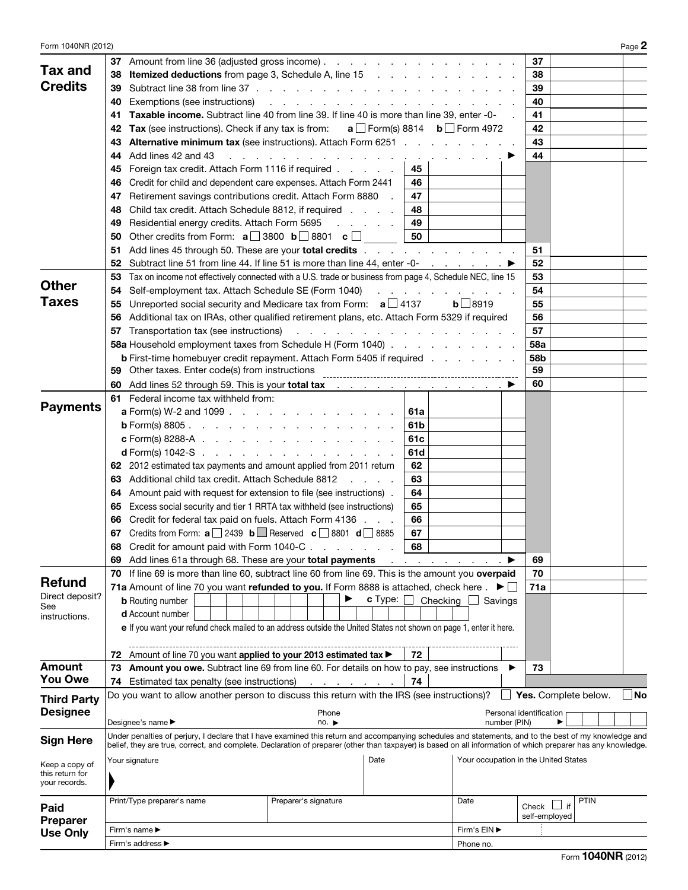## Tax and Credits

| Line | Description | | Amount |
|---|---|---|---|
| 37 | Amount from line 36 (adjusted gross income) | 37 | |
| 38 | **Itemized deductions** from page 3, Schedule A, line 15 | 38 | |
| 39 | Subtract line 38 from line 37 | 39 | |
| 40 | Exemptions (see instructions) | 40 | |
| 41 | **Taxable income.** Subtract line 40 from line 39. If line 40 is more than line 39, enter -0- | 41 | |
| 42 | **Tax** (see instructions). Check if any tax is from: **a** ☐ Form(s) 8814 **b** ☐ Form 4972 | 42 | |
| 43 | **Alternative minimum tax** (see instructions). Attach Form 6251 | 43 | |
| 44 | Add lines 42 and 43 ▶ | 44 | |
| 45 | Foreign tax credit. Attach Form 1116 if required | 45 | |
| 46 | Credit for child and dependent care expenses. Attach Form 2441 | 46 | |
| 47 | Retirement savings contributions credit. Attach Form 8880 | 47 | |
| 48 | Child tax credit. Attach Schedule 8812, if required | 48 | |
| 49 | Residential energy credits. Attach Form 5695 | 49 | |
| 50 | Other credits from Form: **a** ☐ 3800 **b** ☐ 8801 **c** ☐ ______ | 50 | |
| 51 | Add lines 45 through 50. These are your **total credits** | 51 | |
| 52 | Subtract line 51 from line 44. If line 51 is more than line 44, enter -0- ▶ | 52 | |

## Other Taxes

| Line | Description | | Amount |
|---|---|---|---|
| 53 | Tax on income not effectively connected with a U.S. trade or business from page 4, Schedule NEC, line 15 | 53 | |
| 54 | Self-employment tax. Attach Schedule SE (Form 1040) | 54 | |
| 55 | Unreported social security and Medicare tax from Form: **a** ☐ 4137 **b** ☐ 8919 | 55 | |
| 56 | Additional tax on IRAs, other qualified retirement plans, etc. Attach Form 5329 if required | 56 | |
| 57 | Transportation tax (see instructions) | 57 | |
| 58a | Household employment taxes from Schedule H (Form 1040) | 58a | |
| b | First-time homebuyer credit repayment. Attach Form 5405 if required | 58b | |
| 59 | Other taxes. Enter code(s) from instructions ______ | 59 | |
| 60 | Add lines 52 through 59. This is your **total tax** ▶ | 60 | |

## Payments

| Line | Description | | Amount |
|---|---|---|---|
| 61 | Federal income tax withheld from: | | |
| | **a** Form(s) W-2 and 1099 | 61a | |
| | **b** Form(s) 8805 | 61b | |
| | **c** Form(s) 8288-A | 61c | |
| | **d** Form(s) 1042-S | 61d | |
| 62 | 2012 estimated tax payments and amount applied from 2011 return | 62 | |
| 63 | Additional child tax credit. Attach Schedule 8812 | 63 | |
| 64 | Amount paid with request for extension to file (see instructions) | 64 | |
| 65 | Excess social security and tier 1 RRTA tax withheld (see instructions) | 65 | |
| 66 | Credit for federal tax paid on fuels. Attach Form 4136 | 66 | |
| 67 | Credits from Form: **a** ☐ 2439 **b** Reserved **c** ☐ 8801 **d** ☐ 8885 | 67 | |
| 68 | Credit for amount paid with Form 1040-C | 68 | |
| 69 | Add lines 61a through 68. These are your **total payments** ▶ | 69 | |

## Refund

Direct deposit? See instructions.

| Line | Description | | Amount |
|---|---|---|---|
| 70 | If line 69 is more than line 60, subtract line 60 from line 69. This is the amount you **overpaid** | 70 | |
| 71a | Amount of line 70 you want **refunded to you.** If Form 8888 is attached, check here ▶ ☐ | 71a | |

**b** Routing number ______ ▶ **c** Type: ☐ Checking ☐ Savings

**d** Account number ______

**e** If you want your refund check mailed to an address outside the United States not shown on page 1, enter it here.

______

| Line | Description | | Amount |
|---|---|---|---|
| 72 | Amount of line 70 you want **applied to your 2013 estimated tax** ▶ | 72 | |

## Amount You Owe

| Line | Description | | Amount |
|---|---|---|---|
| 73 | **Amount you owe.** Subtract line 69 from line 60. For details on how to pay, see instructions ▶ | 73 | |
| 74 | Estimated tax penalty (see instructions) | 74 | |

## Third Party Designee

Do you want to allow another person to discuss this return with the IRS (see instructions)? ☐ **Yes.** Complete below. ☐ **No**

Designee's name ▶ ______ Phone no. ▶ ______ Personal identification number (PIN) ▶ ______

## Sign Here

Keep a copy of this return for your records.

Under penalties of perjury, I declare that I have examined this return and accompanying schedules and statements, and to the best of my knowledge and belief, they are true, correct, and complete. Declaration of preparer (other than taxpayer) is based on all information of which preparer has any knowledge.

| Your signature | Date | Your occupation in the United States |
|---|---|---|
| | | |

## Paid Preparer Use Only

| Print/Type preparer's name | Preparer's signature | Date | Check ☐ if self-employed | PTIN |
|---|---|---|---|---|
| Firm's name ▶ | | Firm's EIN ▶ | | |
| Firm's address ▶ | | Phone no. | | |

Form **1040NR** (2012)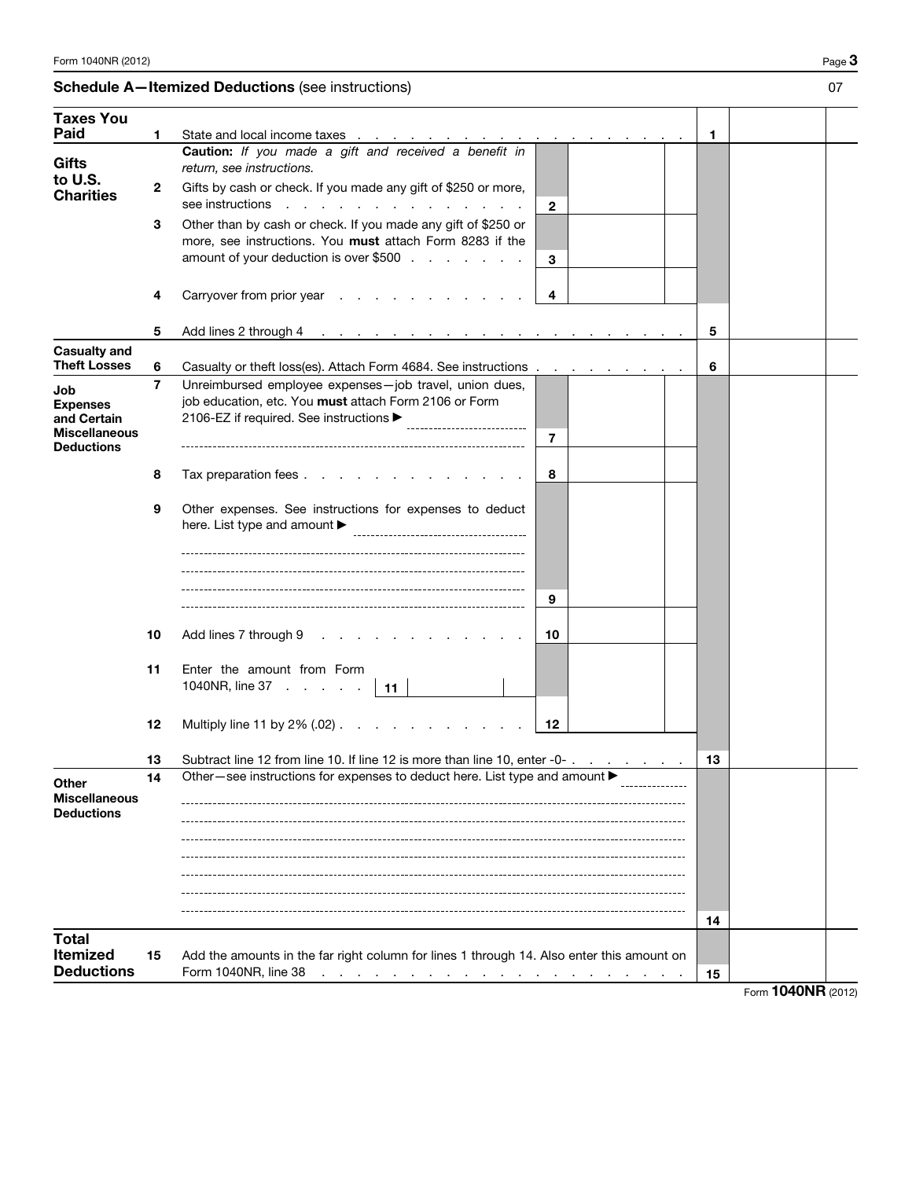## Schedule A—Itemized Deductions (see instructions)

07

| Section | Line | Description | | | Line | Amount |
|---|---|---|---|---|---|---|
| **Taxes You Paid** | 1 | State and local income taxes | | | 1 | |
| **Gifts to U.S. Charities** | | **Caution:** *If you made a gift and received a benefit in return, see instructions.* | | | | |
| | 2 | Gifts by cash or check. If you made any gift of $250 or more, see instructions | 2 | | | |
| | 3 | Other than by cash or check. If you made any gift of $250 or more, see instructions. You **must** attach Form 8283 if the amount of your deduction is over $500 | 3 | | | |
| | 4 | Carryover from prior year | 4 | | | |
| | 5 | Add lines 2 through 4 | | | 5 | |
| **Casualty and Theft Losses** | 6 | Casualty or theft loss(es). Attach Form 4684. See instructions | | | 6 | |
| **Job Expenses and Certain Miscellaneous Deductions** | 7 | Unreimbursed employee expenses—job travel, union dues, job education, etc. You **must** attach Form 2106 or Form 2106-EZ if required. See instructions ▶ | 7 | | | |
| | 8 | Tax preparation fees | 8 | | | |
| | 9 | Other expenses. See instructions for expenses to deduct here. List type and amount ▶ | 9 | | | |
| | 10 | Add lines 7 through 9 | 10 | | | |
| | 11 | Enter the amount from Form 1040NR, line 37 ... 11 | | | | |
| | 12 | Multiply line 11 by 2% (.02) | 12 | | | |
| | 13 | Subtract line 12 from line 10. If line 12 is more than line 10, enter -0- | | | 13 | |
| **Other Miscellaneous Deductions** | 14 | Other—see instructions for expenses to deduct here. List type and amount ▶ | | | 14 | |
| **Total Itemized Deductions** | 15 | Add the amounts in the far right column for lines 1 through 14. Also enter this amount on Form 1040NR, line 38 | | | 15 | |

Form **1040NR** (2012)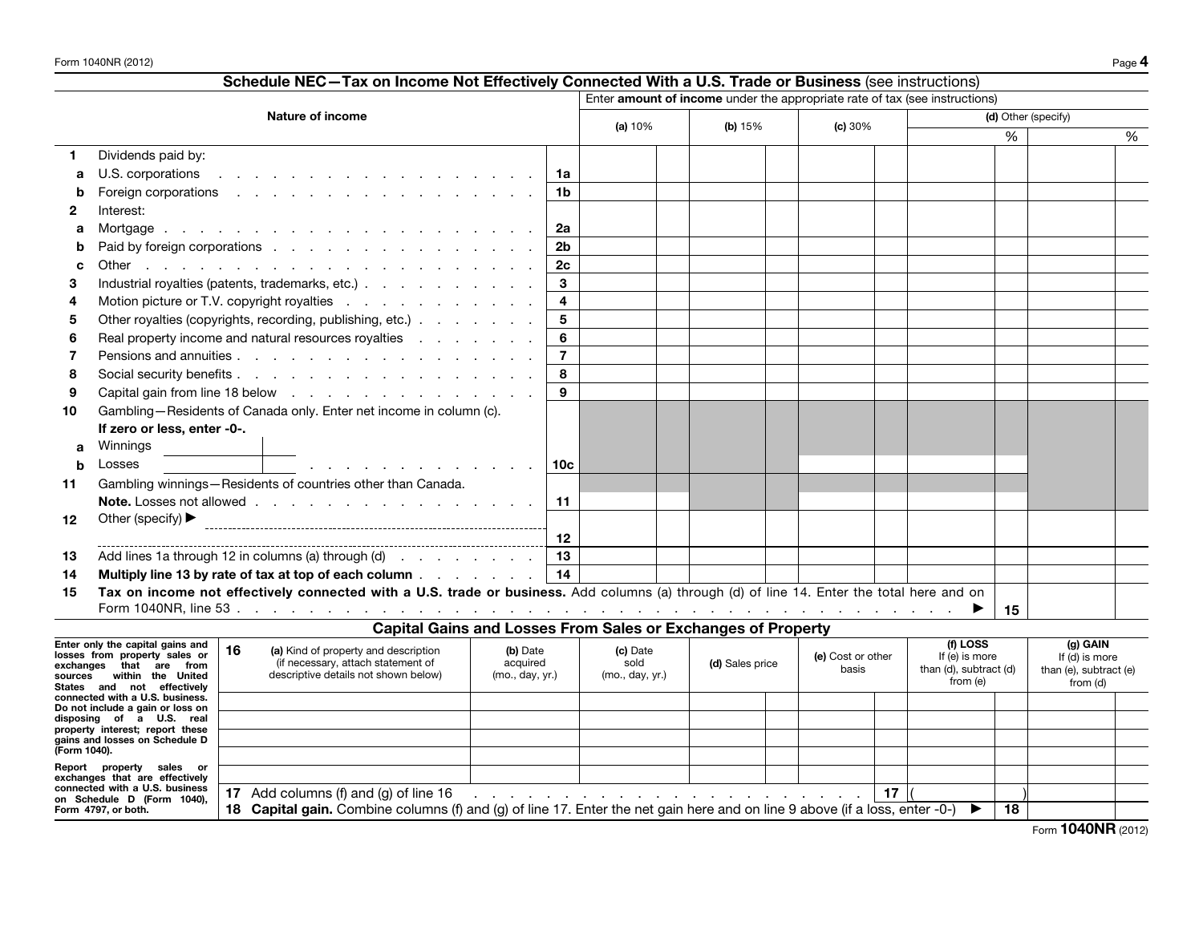## Schedule NEC—Tax on Income Not Effectively Connected With a U.S. Trade or Business (see instructions)

| | Nature of income | | Enter **amount of income** under the appropriate rate of tax (see instructions) | | | | |
|---|---|---|---|---|---|---|---|
| | | | **(a)** 10% | **(b)** 15% | **(c)** 30% | **(d)** Other (specify) % | % |
| **1** | Dividends paid by: | | | | | | |
| **a** | U.S. corporations | **1a** | | | | | |
| **b** | Foreign corporations | **1b** | | | | | |
| **2** | Interest: | | | | | | |
| **a** | Mortgage | **2a** | | | | | |
| **b** | Paid by foreign corporations | **2b** | | | | | |
| **c** | Other | **2c** | | | | | |
| **3** | Industrial royalties (patents, trademarks, etc.) | **3** | | | | | |
| **4** | Motion picture or T.V. copyright royalties | **4** | | | | | |
| **5** | Other royalties (copyrights, recording, publishing, etc.) | **5** | | | | | |
| **6** | Real property income and natural resources royalties | **6** | | | | | |
| **7** | Pensions and annuities | **7** | | | | | |
| **8** | Social security benefits | **8** | | | | | |
| **9** | Capital gain from line 18 below | **9** | | | | | |
| **10** | Gambling—Residents of Canada only. Enter net income in column (c). **If zero or less, enter -0-.** **a** Winnings **b** Losses | **10c** | | | | | |
| **11** | Gambling winnings—Residents of countries other than Canada. **Note.** Losses not allowed | **11** | | | | | |
| **12** | Other (specify) ▶ | **12** | | | | | |
| **13** | Add lines 1a through 12 in columns (a) through (d) | **13** | | | | | |
| **14** | **Multiply line 13 by rate of tax at top of each column** | **14** | | | | | |
| **15** | **Tax on income not effectively connected with a U.S. trade or business.** Add columns (a) through (d) of line 14. Enter the total here and on Form 1040NR, line 53 ▶ | **15** | | | | | |

### Capital Gains and Losses From Sales or Exchanges of Property

Enter only the capital gains and losses from property sales or exchanges that are from sources within the United States and not effectively connected with a U.S. business. Do not include a gain or loss on disposing of a U.S. real property interest; report these gains and losses on Schedule D (Form 1040).

Report property sales or exchanges that are effectively connected with a U.S. business on Schedule D (Form 1040), Form 4797, or both.

| **16** | **(a)** Kind of property and description (if necessary, attach statement of descriptive details not shown below) | **(b)** Date acquired (mo., day, yr.) | **(c)** Date sold (mo., day, yr.) | **(d)** Sales price | **(e)** Cost or other basis | **(f) LOSS** If (e) is more than (d), subtract (d) from (e) | **(g) GAIN** If (d) is more than (e), subtract (e) from (d) |
|---|---|---|---|---|---|---|---|
| | | | | | | | |
| | | | | | | | |
| | | | | | | | |
| | | | | | | | |
| | | | | | | | |
| **17** | Add columns (f) and (g) of line 16 | | | | **17** | ( ) | |
| **18** | **Capital gain.** Combine columns (f) and (g) of line 17. Enter the net gain here and on line 9 above (if a loss, enter -0-) ▶ | | | | | **18** | |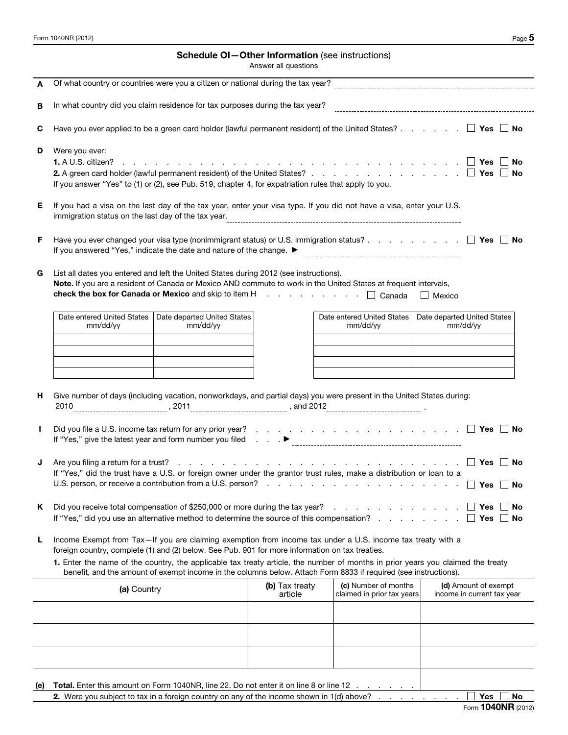## Schedule OI—Other Information (see instructions)

Answer all questions

**A** Of what country or countries were you a citizen or national during the tax year? ____________

**B** In what country did you claim residence for tax purposes during the tax year? ____________

**C** Have you ever applied to be a green card holder (lawful permanent resident) of the United States? . . . . . . . ☐ **Yes** ☐ **No**

**D** Were you ever:

**1.** A U.S. citizen? . . . . . . . . . . . . . . . . . . . . . . . . . . . . . . ☐ **Yes** ☐ **No**

**2.** A green card holder (lawful permanent resident) of the United States? . . . . . . . . . . . . . . ☐ **Yes** ☐ **No**

If you answer "Yes" to (1) or (2), see Pub. 519, chapter 4, for expatriation rules that apply to you.

**E** If you had a visa on the last day of the tax year, enter your visa type. If you did not have a visa, enter your U.S. immigration status on the last day of the tax year. ____________

**F** Have you ever changed your visa type (nonimmigrant status) or U.S. immigration status? . . . . . . . . . . ☐ **Yes** ☐ **No**

If you answered "Yes," indicate the date and nature of the change. ► ____________

**G** List all dates you entered and left the United States during 2012 (see instructions).

**Note.** If you are a resident of Canada or Mexico AND commute to work in the United States at frequent intervals, **check the box for Canada or Mexico** and skip to item H . . . . . . . . . . ☐ Canada ☐ Mexico

| Date entered United States mm/dd/yy | Date departed United States mm/dd/yy | Date entered United States mm/dd/yy | Date departed United States mm/dd/yy |
|---|---|---|---|
| | | | |
| | | | |
| | | | |
| | | | |

**H** Give number of days (including vacation, nonworkdays, and partial days) you were present in the United States during: 2010 ____________ , 2011 ____________ , and 2012 ____________ .

**I** Did you file a U.S. income tax return for any prior year? . . . . . . . . . . . . . . . . . . . . ☐ **Yes** ☐ **No**

If "Yes," give the latest year and form number you filed . . . ► ____________

**J** Are you filing a return for a trust? . . . . . . . . . . . . . . . . . . . . . . . . . . ☐ **Yes** ☐ **No**

If "Yes," did the trust have a U.S. or foreign owner under the grantor trust rules, make a distribution or loan to a U.S. person, or receive a contribution from a U.S. person? . . . . . . . . . . . . . . . . . . ☐ **Yes** ☐ **No**

**K** Did you receive total compensation of $250,000 or more during the tax year? . . . . . . . . . . . . . ☐ **Yes** ☐ **No**

If "Yes," did you use an alternative method to determine the source of this compensation? . . . . . . . . . ☐ **Yes** ☐ **No**

**L** Income Exempt from Tax—If you are claiming exemption from income tax under a U.S. income tax treaty with a foreign country, complete (1) and (2) below. See Pub. 901 for more information on tax treaties.

**1.** Enter the name of the country, the applicable tax treaty article, the number of months in prior years you claimed the treaty benefit, and the amount of exempt income in the columns below. Attach Form 8833 if required (see instructions).

| **(a)** Country | **(b)** Tax treaty article | **(c)** Number of months claimed in prior tax years | **(d)** Amount of exempt income in current tax year |
|---|---|---|---|
| | | | |
| | | | |
| | | | |
| **(e) Total.** Enter this amount on Form 1040NR, line 22. Do not enter it on line 8 or line 12 . . . . . . . | | | |

**2.** Were you subject to tax in a foreign country on any of the income shown in 1(d) above? . . . . . . . . . ☐ **Yes** ☐ **No**

Form **1040NR** (2012)